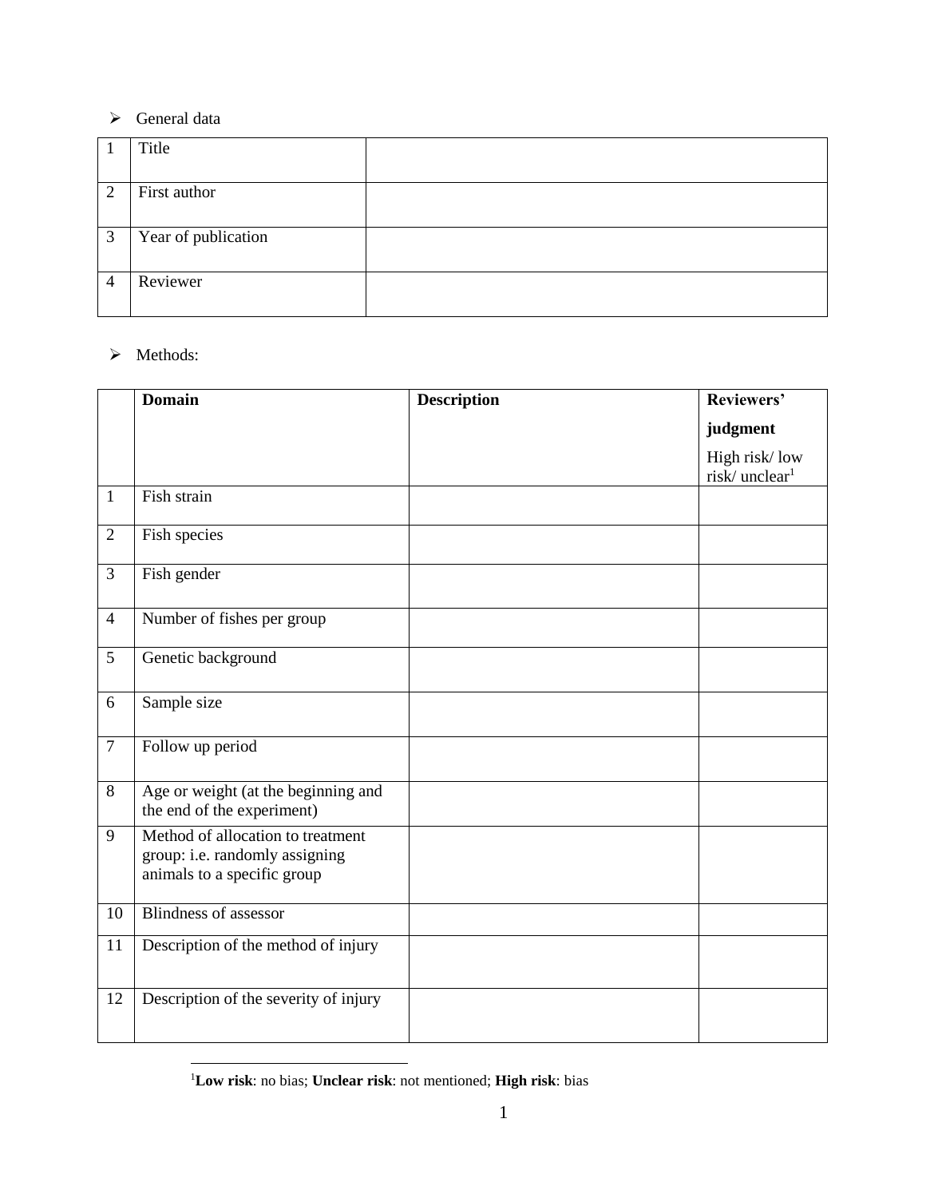- General data

| 1 | Title | |
|---|---|---|
| 2 | First author | |
| 3 | Year of publication | |
| 4 | Reviewer | |

- Methods:

| | **Domain** | **Description** | **Reviewers' judgment** High risk/ low risk/ unclear[1] |
|---|---|---|---|
| 1 | Fish strain | | |
| 2 | Fish species | | |
| 3 | Fish gender | | |
| 4 | Number of fishes per group | | |
| 5 | Genetic background | | |
| 6 | Sample size | | |
| 7 | Follow up period | | |
| 8 | Age or weight (at the beginning and the end of the experiment) | | |
| 9 | Method of allocation to treatment group: i.e. randomly assigning animals to a specific group | | |
| 10 | Blindness of assessor | | |
| 11 | Description of the method of injury | | |
| 12 | Description of the severity of injury | | |

[1] **Low risk**: no bias; **Unclear risk**: not mentioned; **High risk**: bias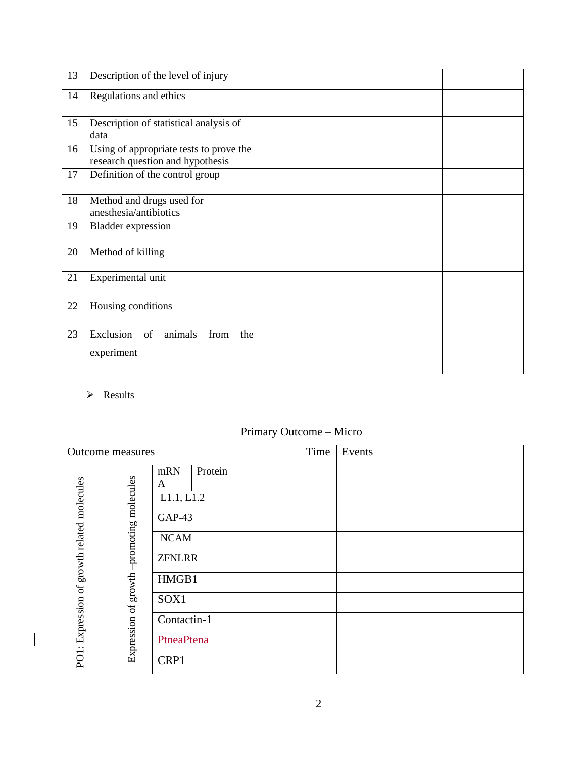| 13 | Description of the level of injury | | |
|---|---|---|---|
| 14 | Regulations and ethics | | |
| 15 | Description of statistical analysis of data | | |
| 16 | Using of appropriate tests to prove the research question and hypothesis | | |
| 17 | Definition of the control group | | |
| 18 | Method and drugs used for anesthesia/antibiotics | | |
| 19 | Bladder expression | | |
| 20 | Method of killing | | |
| 21 | Experimental unit | | |
| 22 | Housing conditions | | |
| 23 | Exclusion of animals from the experiment | | |

- Results

Primary Outcome – Micro

| Outcome measures | | | | Time | Events |
|---|---|---|---|---|---|
| PO1: Expression of growth related molecules | Expression of growth –promoting molecules | mRNA | Protein | | |
| | | L1.1, L1.2 | | | |
| | | GAP-43 | | | |
| | | NCAM | | | |
| | | ZFNLRR | | | |
| | | HMGB1 | | | |
| | | SOX1 | | | |
| | | Contactin-1 | | | |
| | | ~~Ptnea~~Ptena | | | |
| | | CRP1 | | | |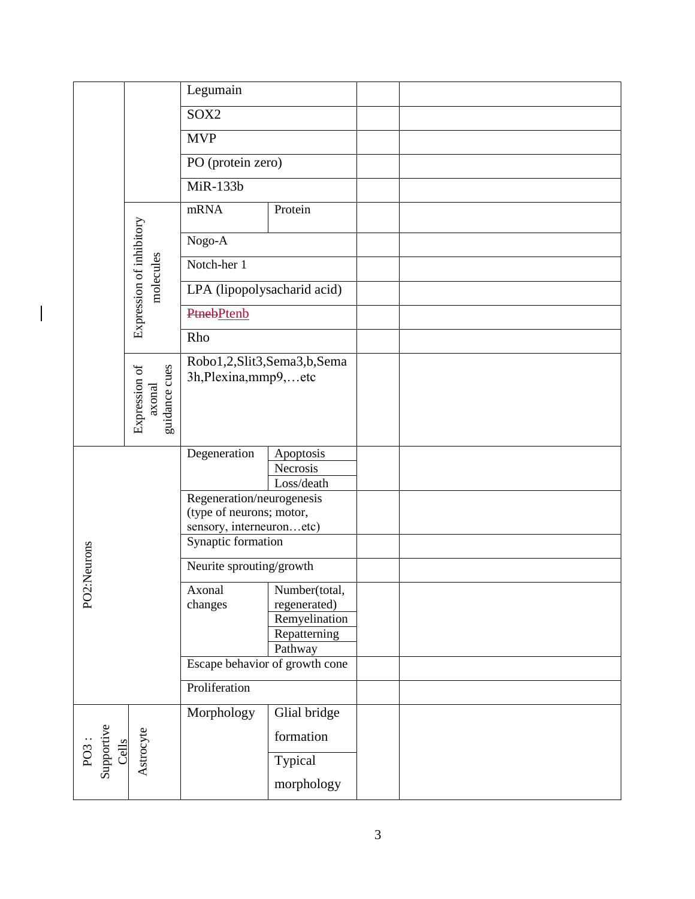| | | | | | |
|---|---|---|---|---|---|
| | | Legumain | | | |
| | | SOX2 | | | |
| | | MVP | | | |
| | | PO (protein zero) | | | |
| | | MiR-133b | | | |
| | Expression of inhibitory molecules | mRNA | Protein | | |
| | | Nogo-A | | | |
| | | Notch-her 1 | | | |
| | | LPA (lipopolysacharid acid) | | | |
| | | Ptenb | | | |
| | | Rho | | | |
| | Expression of axonal guidance cues | Robo1,2,Slit3,Sema3,b,Sema 3h,Plexina,mmp9,…etc | | | |
| PO2:Neurons | | Degeneration | Apoptosis | | |
| | | | Necrosis | | |
| | | | Loss/death | | |
| | | Regeneration/neurogenesis (type of neurons; motor, sensory, interneuron…etc) | | | |
| | | Synaptic formation | | | |
| | | Neurite sprouting/growth | | | |
| | | Axonal changes | Number(total, regenerated) | | |
| | | | Remyelination | | |
| | | | Repatterning | | |
| | | | Pathway | | |
| | | Escape behavior of growth cone | | | |
| | | Proliferation | | | |
| PO3 : Supportive Cells | Astrocyte | Morphology | Glial bridge formation | | |
| | | | Typical morphology | | |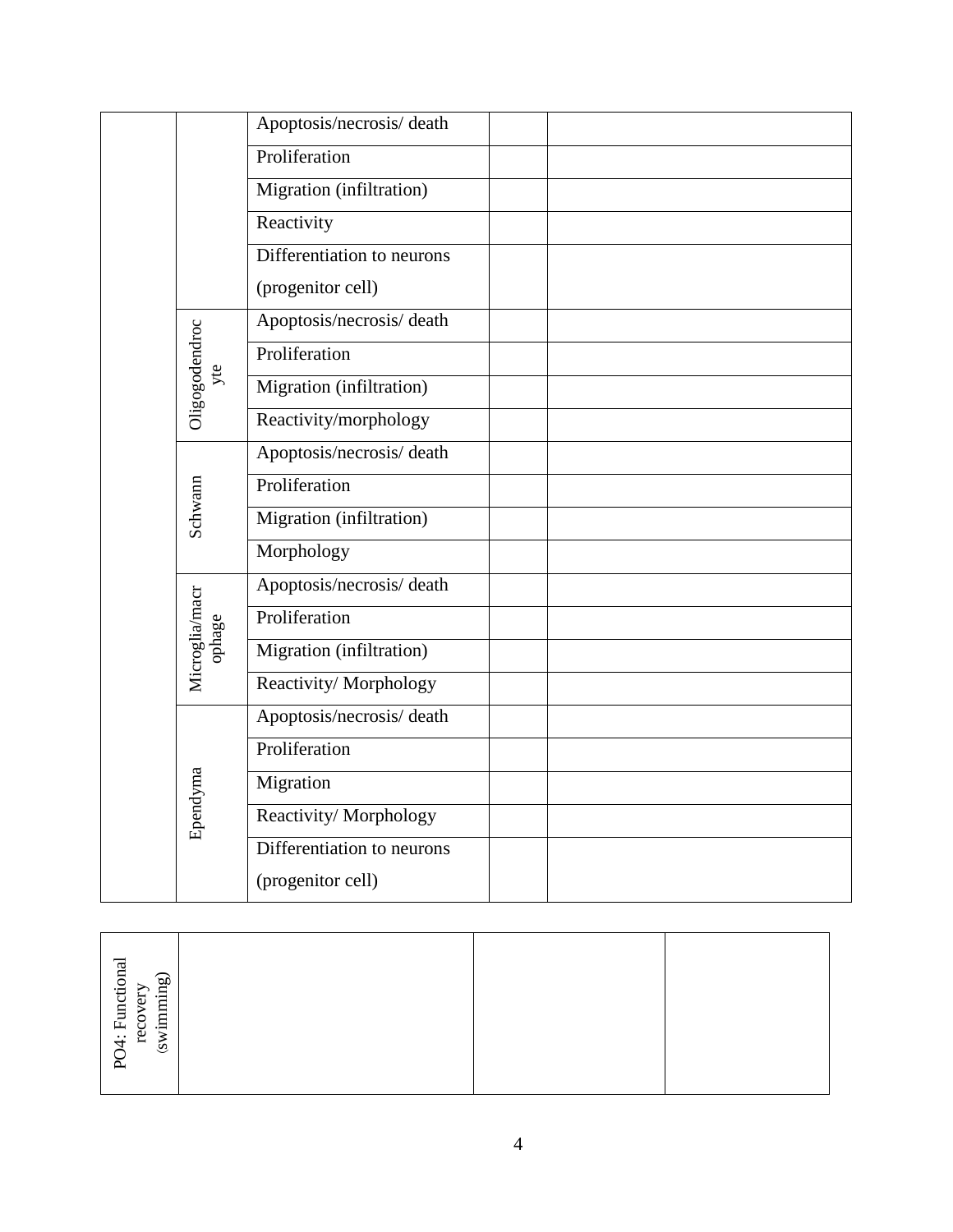| | | | | |
|---|---|---|---|---|
| | | Apoptosis/necrosis/ death | | |
| | | Proliferation | | |
| | | Migration (infiltration) | | |
| | | Reactivity | | |
| | | Differentiation to neurons (progenitor cell) | | |
| | Oligogodendrocyte | Apoptosis/necrosis/ death | | |
| | | Proliferation | | |
| | | Migration (infiltration) | | |
| | | Reactivity/morphology | | |
| | Schwann | Apoptosis/necrosis/ death | | |
| | | Proliferation | | |
| | | Migration (infiltration) | | |
| | | Morphology | | |
| | Microglia/macrophage | Apoptosis/necrosis/ death | | |
| | | Proliferation | | |
| | | Migration (infiltration) | | |
| | | Reactivity/ Morphology | | |
| | Ependyma | Apoptosis/necrosis/ death | | |
| | | Proliferation | | |
| | | Migration | | |
| | | Reactivity/ Morphology | | |
| | | Differentiation to neurons (progenitor cell) | | |

| | | | |
|---|---|---|---|
| PO4: Functional recovery (swimming) | | | |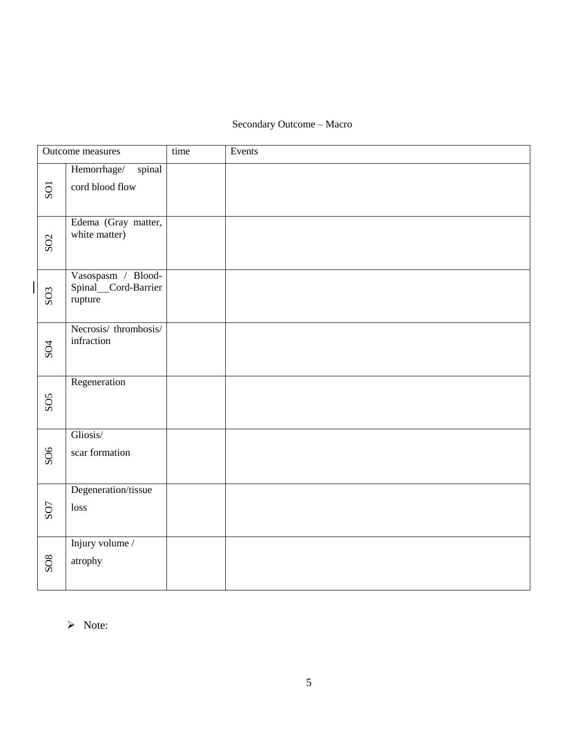Secondary Outcome – Macro

| Outcome measures | | time | Events |
|---|---|---|---|
| SO1 | Hemorrhage/ spinal cord blood flow | | |
| SO2 | Edema (Gray matter, white matter) | | |
| SO3 | Vasospasm / Blood-Spinal Cord-Barrier rupture | | |
| SO4 | Necrosis/ thrombosis/ infraction | | |
| SO5 | Regeneration | | |
| SO6 | Gliosis/ scar formation | | |
| SO7 | Degeneration/tissue loss | | |
| SO8 | Injury volume / atrophy | | |

- Note: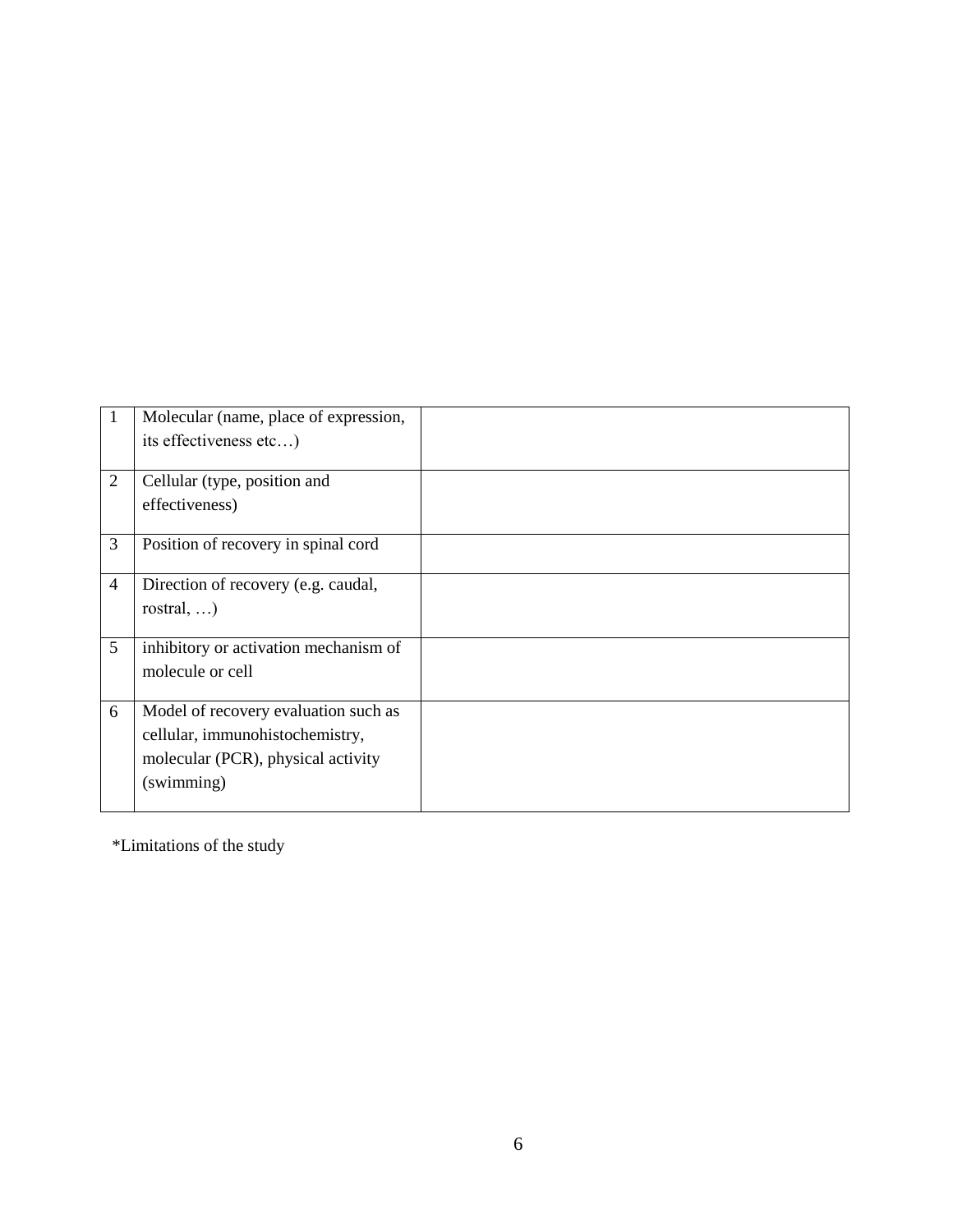| | | |
|---|---|---|
| 1 | Molecular (name, place of expression, its effectiveness etc…) | |
| 2 | Cellular (type, position and effectiveness) | |
| 3 | Position of recovery in spinal cord | |
| 4 | Direction of recovery (e.g. caudal, rostral, …) | |
| 5 | inhibitory or activation mechanism of molecule or cell | |
| 6 | Model of recovery evaluation such as cellular, immunohistochemistry, molecular (PCR), physical activity (swimming) | |

*Limitations of the study